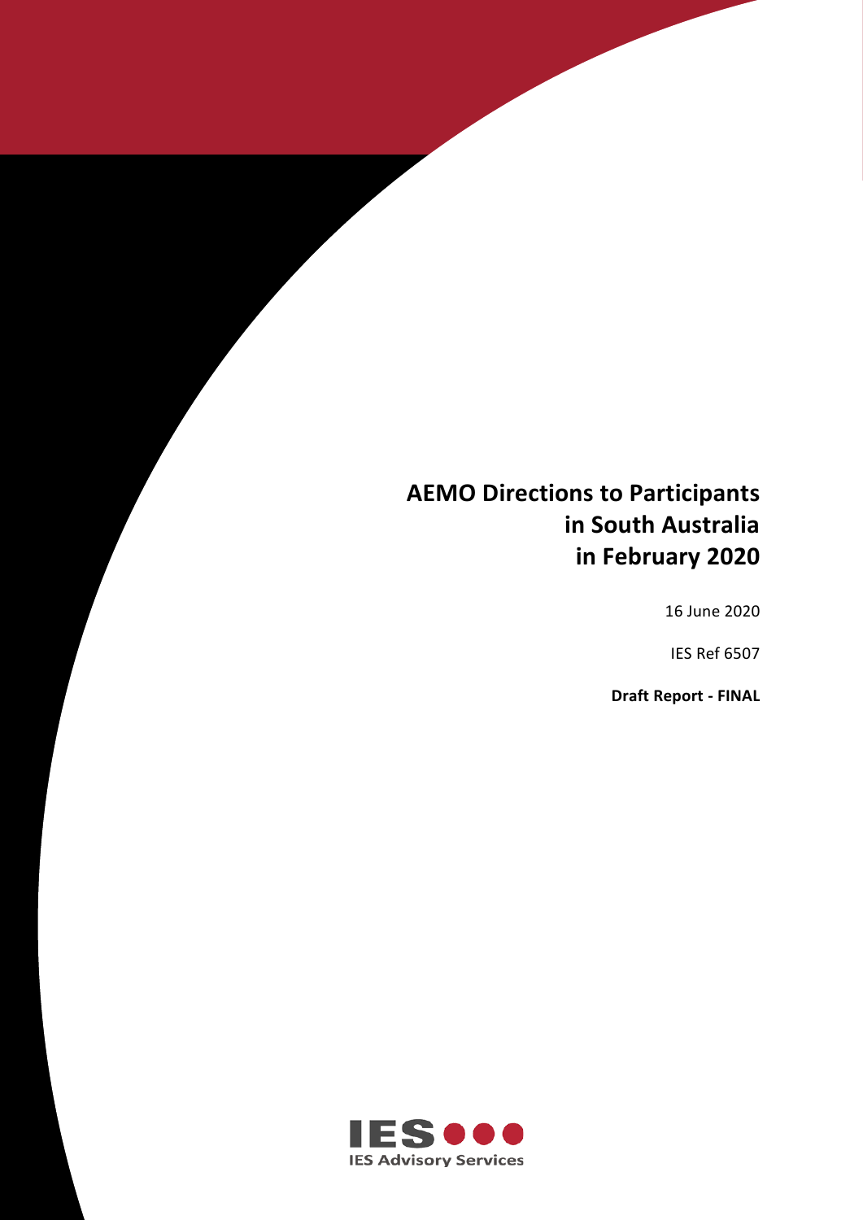# AEMO Directions to Participants in South Australia in February 2020

16 June 2020

IES Ref 6507

**Draft Report - FINAL**

IES Advisory Services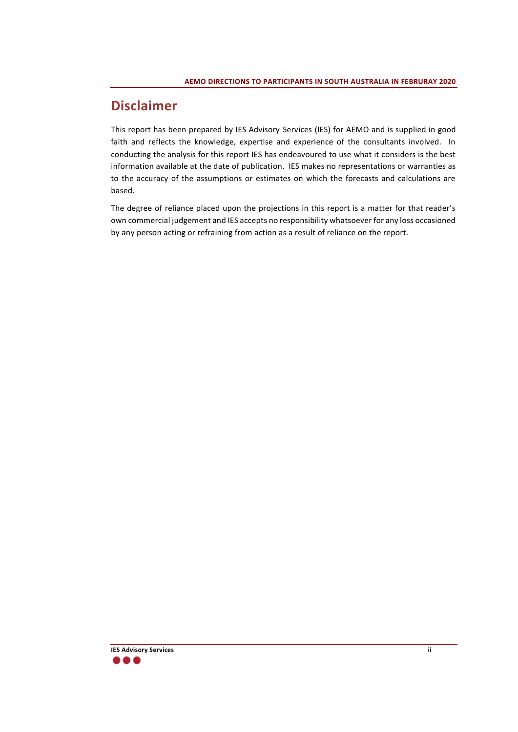# Disclaimer

This report has been prepared by IES Advisory Services (IES) for AEMO and is supplied in good faith and reflects the knowledge, expertise and experience of the consultants involved. In conducting the analysis for this report IES has endeavoured to use what it considers is the best information available at the date of publication. IES makes no representations or warranties as to the accuracy of the assumptions or estimates on which the forecasts and calculations are based.

The degree of reliance placed upon the projections in this report is a matter for that reader's own commercial judgement and IES accepts no responsibility whatsoever for any loss occasioned by any person acting or refraining from action as a result of reliance on the report.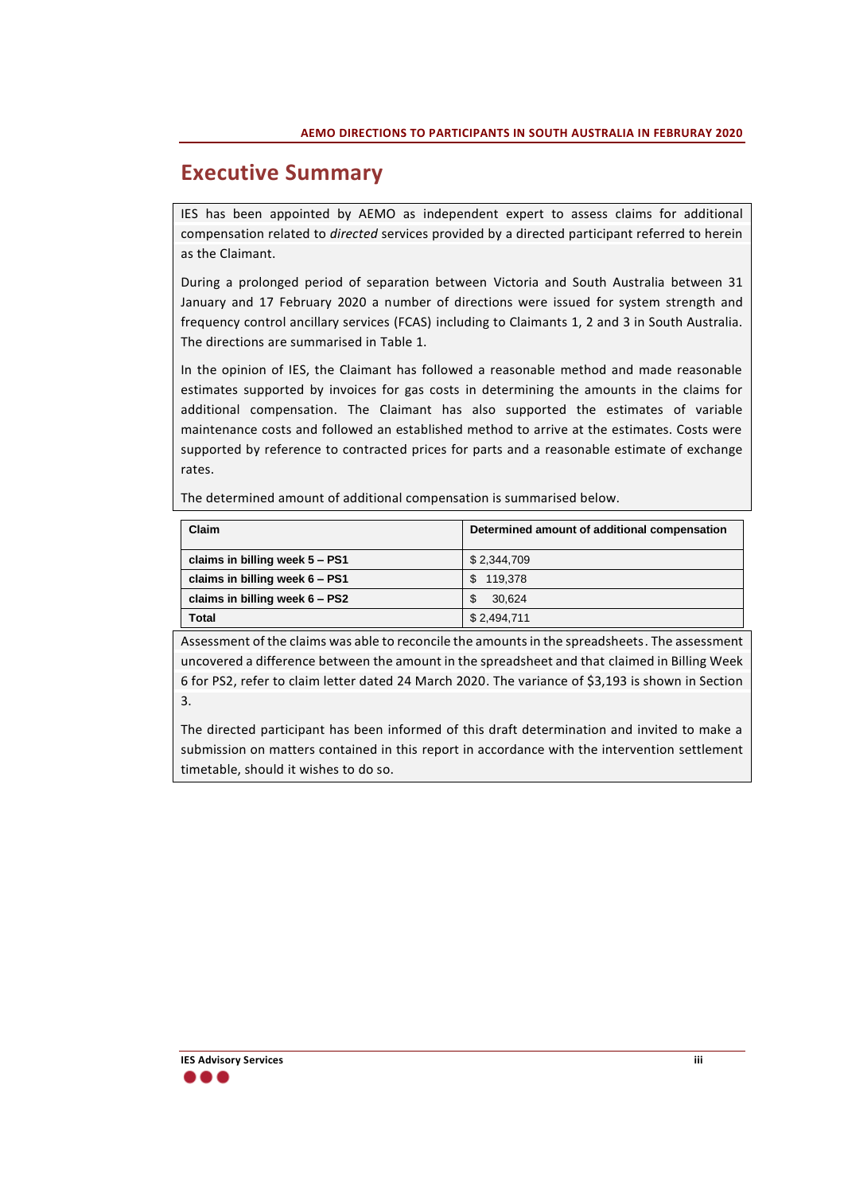# Executive Summary

IES has been appointed by AEMO as independent expert to assess claims for additional compensation related to *directed* services provided by a directed participant referred to herein as the Claimant.

During a prolonged period of separation between Victoria and South Australia between 31 January and 17 February 2020 a number of directions were issued for system strength and frequency control ancillary services (FCAS) including to Claimants 1, 2 and 3 in South Australia. The directions are summarised in Table 1.

In the opinion of IES, the Claimant has followed a reasonable method and made reasonable estimates supported by invoices for gas costs in determining the amounts in the claims for additional compensation. The Claimant has also supported the estimates of variable maintenance costs and followed an established method to arrive at the estimates. Costs were supported by reference to contracted prices for parts and a reasonable estimate of exchange rates.

The determined amount of additional compensation is summarised below.

| Claim | Determined amount of additional compensation |
|---|---|
| claims in billing week 5 – PS1 | $ 2,344,709 |
| claims in billing week 6 – PS1 | $ 119,378 |
| claims in billing week 6 – PS2 | $ 30,624 |
| **Total** | $ 2,494,711 |

Assessment of the claims was able to reconcile the amounts in the spreadsheets. The assessment uncovered a difference between the amount in the spreadsheet and that claimed in Billing Week 6 for PS2, refer to claim letter dated 24 March 2020. The variance of $3,193 is shown in Section 3.

The directed participant has been informed of this draft determination and invited to make a submission on matters contained in this report in accordance with the intervention settlement timetable, should it wishes to do so.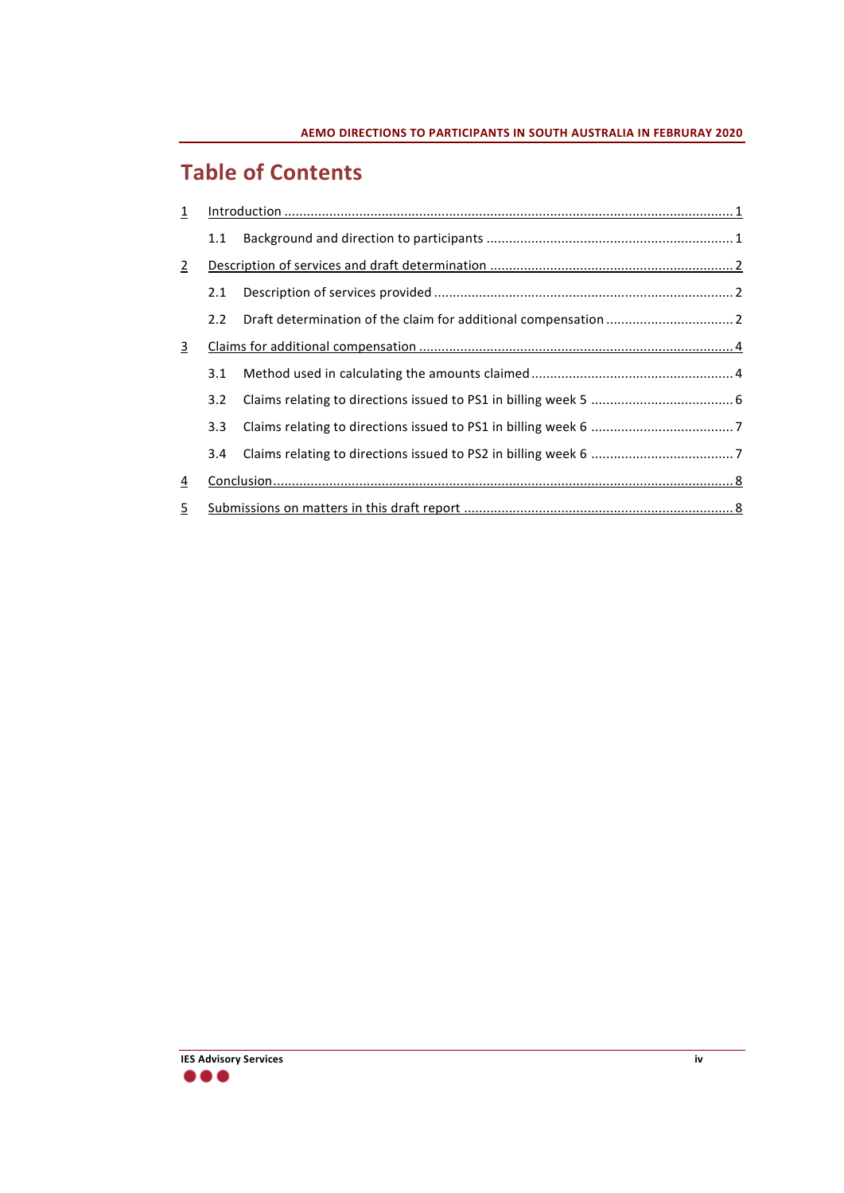# Table of Contents

1 Introduction ........................................................................................................................ 1

   1.1 Background and direction to participants .................................................................. 1

2 Description of services and draft determination ................................................................. 2

   2.1 Description of services provided ................................................................................. 2

   2.2 Draft determination of the claim for additional compensation .................................. 2

3 Claims for additional compensation .................................................................................... 4

   3.1 Method used in calculating the amounts claimed ...................................................... 4

   3.2 Claims relating to directions issued to PS1 in billing week 5 ...................................... 6

   3.3 Claims relating to directions issued to PS1 in billing week 6 ...................................... 7

   3.4 Claims relating to directions issued to PS2 in billing week 6 ...................................... 7

4 Conclusion ........................................................................................................................... 8

5 Submissions on matters in this draft report ........................................................................ 8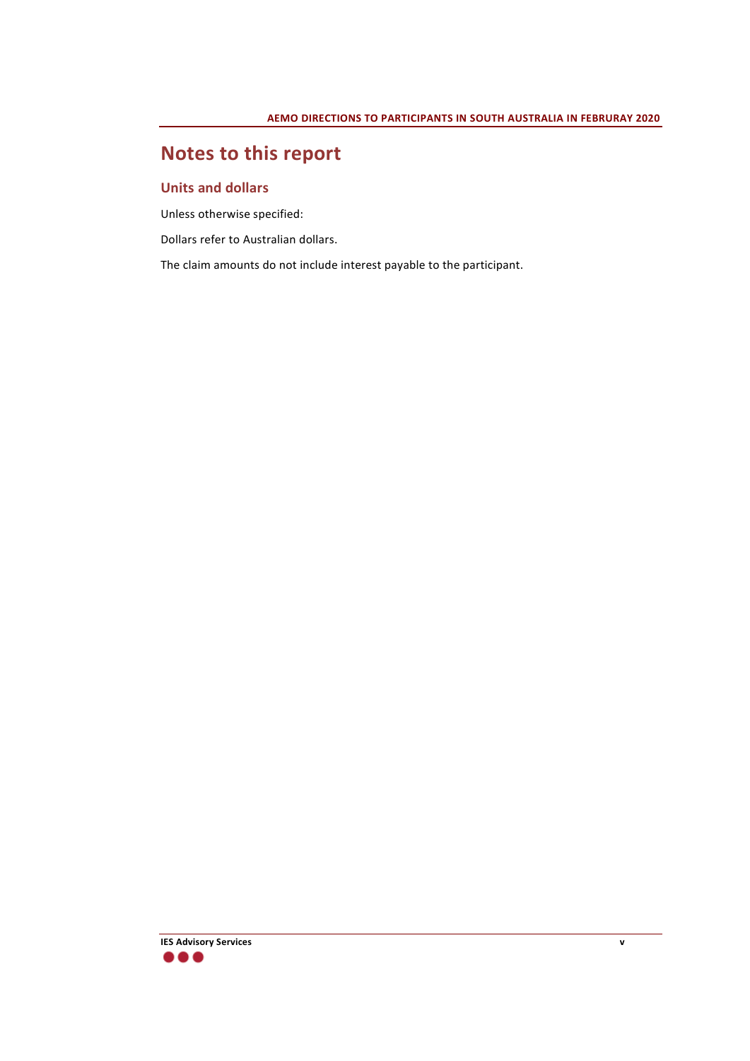# Notes to this report

## Units and dollars

Unless otherwise specified:

Dollars refer to Australian dollars.

The claim amounts do not include interest payable to the participant.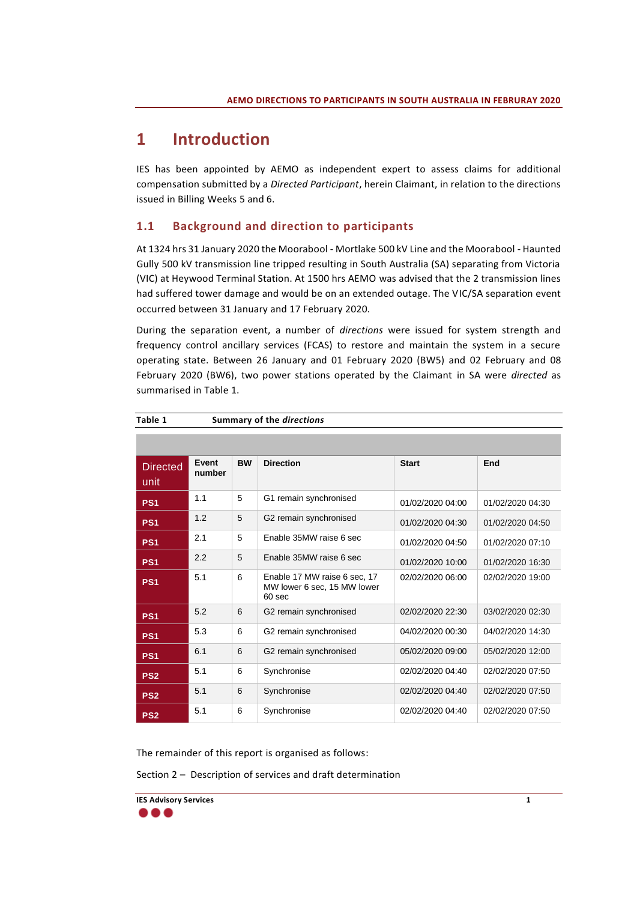# 1 Introduction

IES has been appointed by AEMO as independent expert to assess claims for additional compensation submitted by a *Directed Participant*, herein Claimant, in relation to the directions issued in Billing Weeks 5 and 6.

## 1.1 Background and direction to participants

At 1324 hrs 31 January 2020 the Moorabool - Mortlake 500 kV Line and the Moorabool - Haunted Gully 500 kV transmission line tripped resulting in South Australia (SA) separating from Victoria (VIC) at Heywood Terminal Station. At 1500 hrs AEMO was advised that the 2 transmission lines had suffered tower damage and would be on an extended outage. The VIC/SA separation event occurred between 31 January and 17 February 2020.

During the separation event, a number of *directions* were issued for system strength and frequency control ancillary services (FCAS) to restore and maintain the system in a secure operating state. Between 26 January and 01 February 2020 (BW5) and 02 February and 08 February 2020 (BW6), two power stations operated by the Claimant in SA were *directed* as summarised in Table 1.

**Table 1 Summary of the *directions***

| Directed unit | Event number | BW | Direction | Start | End |
|---|---|---|---|---|---|
| PS1 | 1.1 | 5 | G1 remain synchronised | 01/02/2020 04:00 | 01/02/2020 04:30 |
| PS1 | 1.2 | 5 | G2 remain synchronised | 01/02/2020 04:30 | 01/02/2020 04:50 |
| PS1 | 2.1 | 5 | Enable 35MW raise 6 sec | 01/02/2020 04:50 | 01/02/2020 07:10 |
| PS1 | 2.2 | 5 | Enable 35MW raise 6 sec | 01/02/2020 10:00 | 01/02/2020 16:30 |
| PS1 | 5.1 | 6 | Enable 17 MW raise 6 sec, 17 MW lower 6 sec, 15 MW lower 60 sec | 02/02/2020 06:00 | 02/02/2020 19:00 |
| PS1 | 5.2 | 6 | G2 remain synchronised | 02/02/2020 22:30 | 03/02/2020 02:30 |
| PS1 | 5.3 | 6 | G2 remain synchronised | 04/02/2020 00:30 | 04/02/2020 14:30 |
| PS1 | 6.1 | 6 | G2 remain synchronised | 05/02/2020 09:00 | 05/02/2020 12:00 |
| PS2 | 5.1 | 6 | Synchronise | 02/02/2020 04:40 | 02/02/2020 07:50 |
| PS2 | 5.1 | 6 | Synchronise | 02/02/2020 04:40 | 02/02/2020 07:50 |
| PS2 | 5.1 | 6 | Synchronise | 02/02/2020 04:40 | 02/02/2020 07:50 |

The remainder of this report is organised as follows:

Section 2 – Description of services and draft determination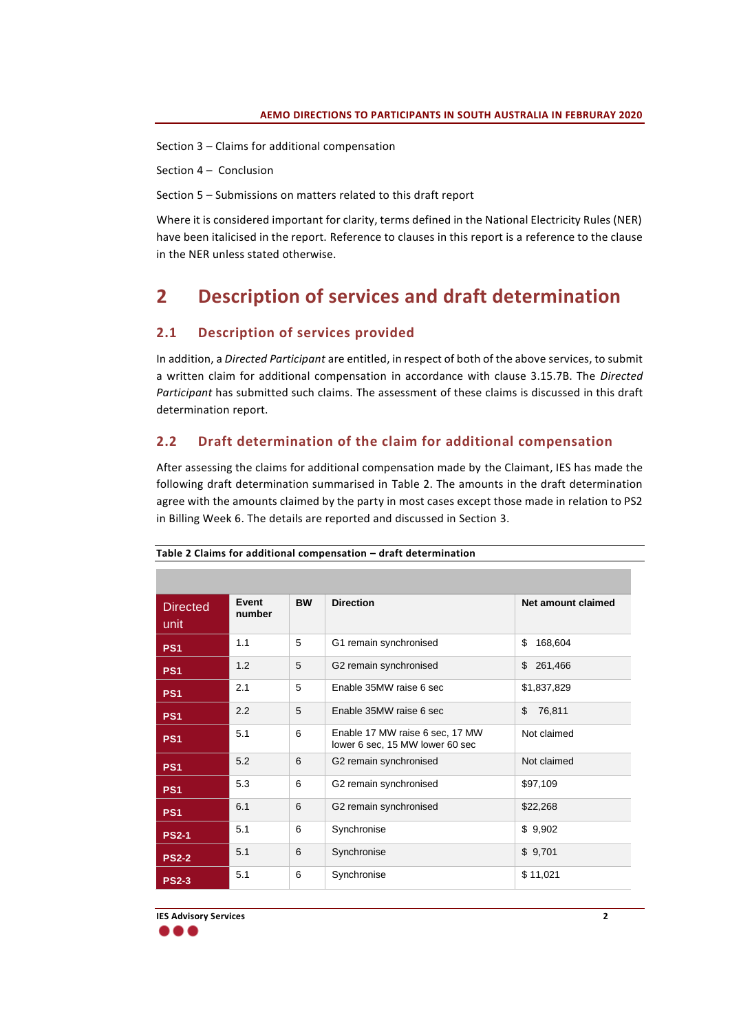Section 3 – Claims for additional compensation

Section 4 – Conclusion

Section 5 – Submissions on matters related to this draft report

Where it is considered important for clarity, terms defined in the National Electricity Rules (NER) have been italicised in the report. Reference to clauses in this report is a reference to the clause in the NER unless stated otherwise.

# 2 Description of services and draft determination

## 2.1 Description of services provided

In addition, a *Directed Participant* are entitled, in respect of both of the above services, to submit a written claim for additional compensation in accordance with clause 3.15.7B. The *Directed Participant* has submitted such claims. The assessment of these claims is discussed in this draft determination report.

## 2.2 Draft determination of the claim for additional compensation

After assessing the claims for additional compensation made by the Claimant, IES has made the following draft determination summarised in Table 2. The amounts in the draft determination agree with the amounts claimed by the party in most cases except those made in relation to PS2 in Billing Week 6. The details are reported and discussed in Section 3.

**Table 2 Claims for additional compensation – draft determination**

| Directed unit | Event number | BW | Direction | Net amount claimed |
|---|---|---|---|---|
| **PS1** | 1.1 | 5 | G1 remain synchronised | $ 168,604 |
| **PS1** | 1.2 | 5 | G2 remain synchronised | $ 261,466 |
| **PS1** | 2.1 | 5 | Enable 35MW raise 6 sec | $1,837,829 |
| **PS1** | 2.2 | 5 | Enable 35MW raise 6 sec | $ 76,811 |
| **PS1** | 5.1 | 6 | Enable 17 MW raise 6 sec, 17 MW lower 6 sec, 15 MW lower 60 sec | Not claimed |
| **PS1** | 5.2 | 6 | G2 remain synchronised | Not claimed |
| **PS1** | 5.3 | 6 | G2 remain synchronised | $97,109 |
| **PS1** | 6.1 | 6 | G2 remain synchronised | $22,268 |
| **PS2-1** | 5.1 | 6 | Synchronise | $ 9,902 |
| **PS2-2** | 5.1 | 6 | Synchronise | $ 9,701 |
| **PS2-3** | 5.1 | 6 | Synchronise | $ 11,021 |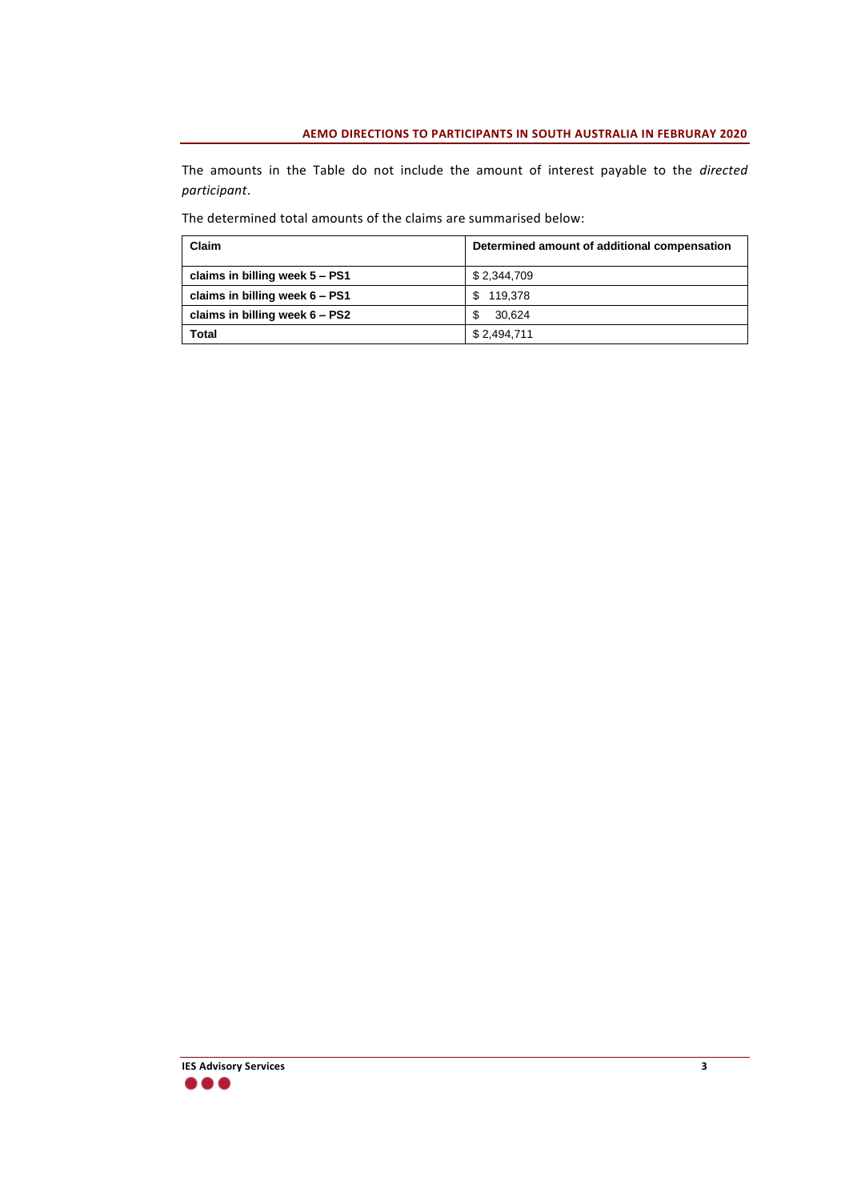The amounts in the Table do not include the amount of interest payable to the *directed participant*.

The determined total amounts of the claims are summarised below:

| Claim | Determined amount of additional compensation |
|---|---|
| **claims in billing week 5 – PS1** | $ 2,344,709 |
| **claims in billing week 6 – PS1** | $ 119,378 |
| **claims in billing week 6 – PS2** | $ 30,624 |
| **Total** | $ 2,494,711 |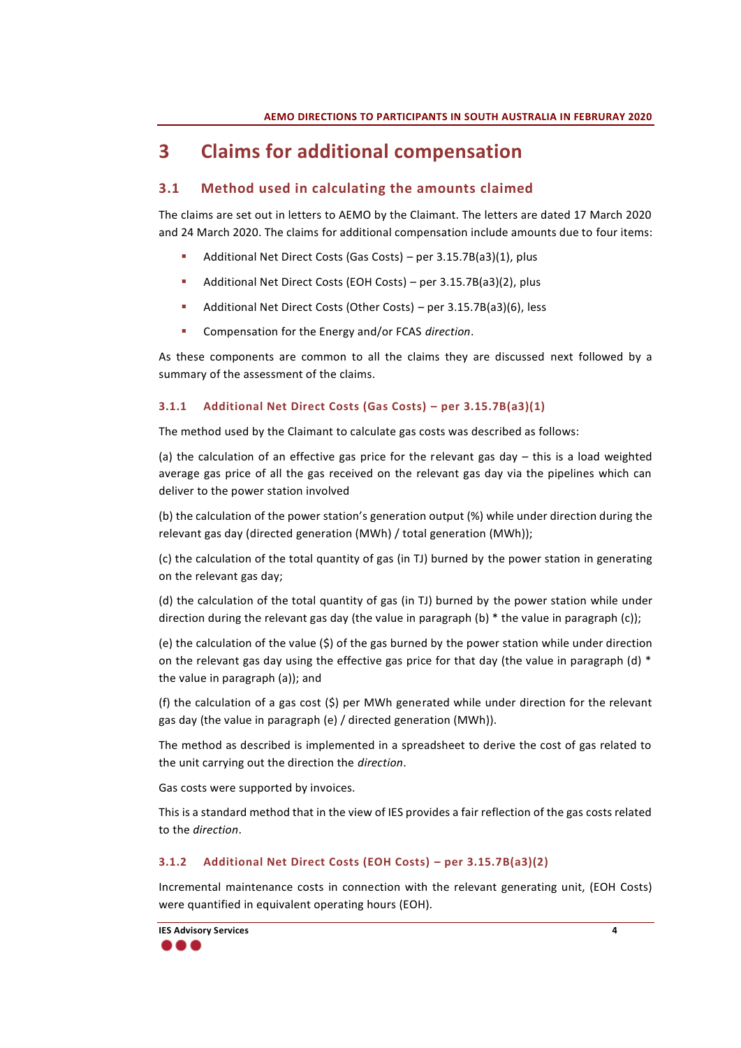# 3 Claims for additional compensation

## 3.1 Method used in calculating the amounts claimed

The claims are set out in letters to AEMO by the Claimant. The letters are dated 17 March 2020 and 24 March 2020. The claims for additional compensation include amounts due to four items:

- Additional Net Direct Costs (Gas Costs) – per 3.15.7B(a3)(1), plus
- Additional Net Direct Costs (EOH Costs) – per 3.15.7B(a3)(2), plus
- Additional Net Direct Costs (Other Costs) – per 3.15.7B(a3)(6), less
- Compensation for the Energy and/or FCAS *direction*.

As these components are common to all the claims they are discussed next followed by a summary of the assessment of the claims.

### 3.1.1 Additional Net Direct Costs (Gas Costs) – per 3.15.7B(a3)(1)

The method used by the Claimant to calculate gas costs was described as follows:

(a) the calculation of an effective gas price for the relevant gas day – this is a load weighted average gas price of all the gas received on the relevant gas day via the pipelines which can deliver to the power station involved

(b) the calculation of the power station's generation output (%) while under direction during the relevant gas day (directed generation (MWh) / total generation (MWh));

(c) the calculation of the total quantity of gas (in TJ) burned by the power station in generating on the relevant gas day;

(d) the calculation of the total quantity of gas (in TJ) burned by the power station while under direction during the relevant gas day (the value in paragraph (b) * the value in paragraph (c));

(e) the calculation of the value ($) of the gas burned by the power station while under direction on the relevant gas day using the effective gas price for that day (the value in paragraph (d) * the value in paragraph (a)); and

(f) the calculation of a gas cost ($) per MWh generated while under direction for the relevant gas day (the value in paragraph (e) / directed generation (MWh)).

The method as described is implemented in a spreadsheet to derive the cost of gas related to the unit carrying out the direction the *direction*.

Gas costs were supported by invoices.

This is a standard method that in the view of IES provides a fair reflection of the gas costs related to the *direction*.

### 3.1.2 Additional Net Direct Costs (EOH Costs) – per 3.15.7B(a3)(2)

Incremental maintenance costs in connection with the relevant generating unit, (EOH Costs) were quantified in equivalent operating hours (EOH).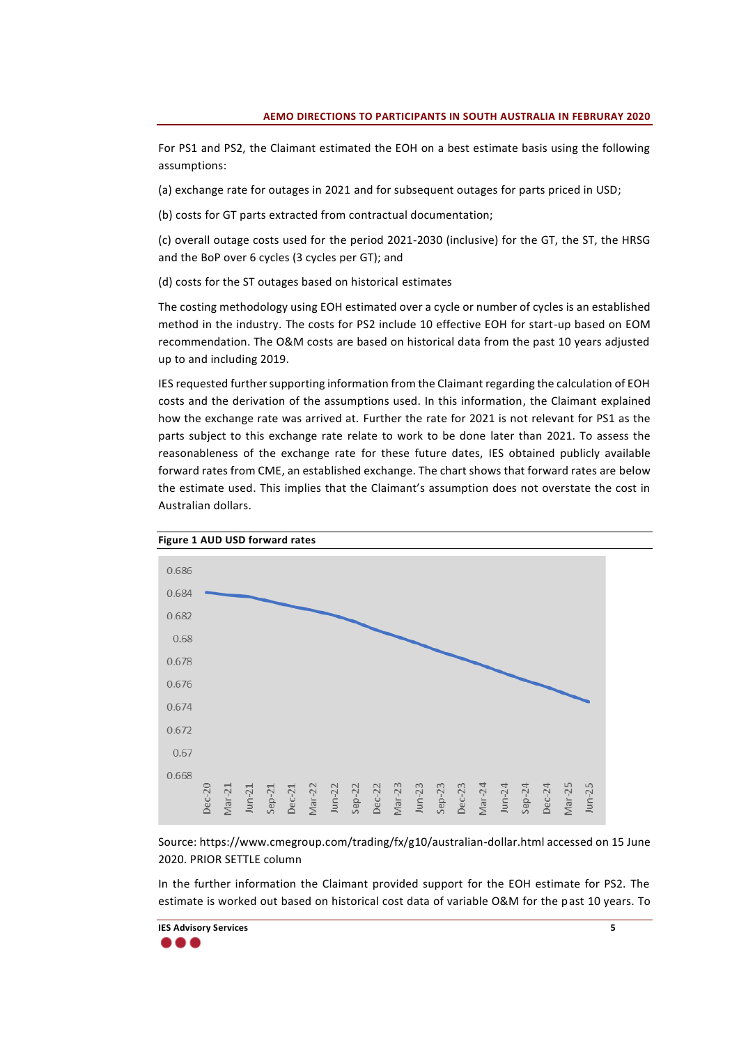For PS1 and PS2, the Claimant estimated the EOH on a best estimate basis using the following assumptions:

(a) exchange rate for outages in 2021 and for subsequent outages for parts priced in USD;

(b) costs for GT parts extracted from contractual documentation;

(c) overall outage costs used for the period 2021-2030 (inclusive) for the GT, the ST, the HRSG and the BoP over 6 cycles (3 cycles per GT); and

(d) costs for the ST outages based on historical estimates

The costing methodology using EOH estimated over a cycle or number of cycles is an established method in the industry. The costs for PS2 include 10 effective EOH for start-up based on EOM recommendation. The O&M costs are based on historical data from the past 10 years adjusted up to and including 2019.

IES requested further supporting information from the Claimant regarding the calculation of EOH costs and the derivation of the assumptions used. In this information, the Claimant explained how the exchange rate was arrived at. Further the rate for 2021 is not relevant for PS1 as the parts subject to this exchange rate relate to work to be done later than 2021. To assess the reasonableness of the exchange rate for these future dates, IES obtained publicly available forward rates from CME, an established exchange. The chart shows that forward rates are below the estimate used. This implies that the Claimant's assumption does not overstate the cost in Australian dollars.

**Figure 1 AUD USD forward rates**

Source: https://www.cmegroup.com/trading/fx/g10/australian-dollar.html accessed on 15 June 2020. PRIOR SETTLE column

In the further information the Claimant provided support for the EOH estimate for PS2. The estimate is worked out based on historical cost data of variable O&M for the past 10 years. To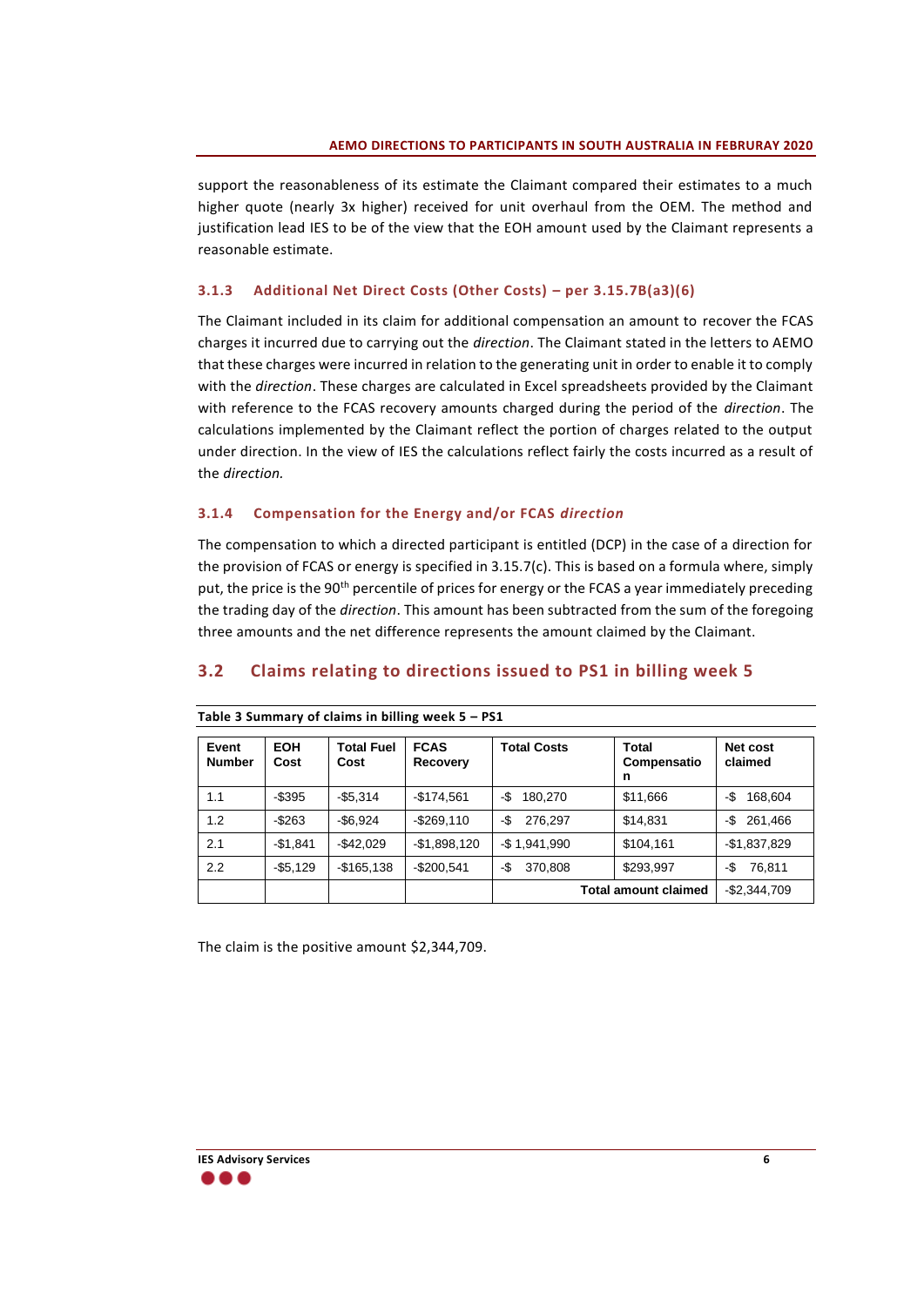support the reasonableness of its estimate the Claimant compared their estimates to a much higher quote (nearly 3x higher) received for unit overhaul from the OEM. The method and justification lead IES to be of the view that the EOH amount used by the Claimant represents a reasonable estimate.

### 3.1.3 Additional Net Direct Costs (Other Costs) – per 3.15.7B(a3)(6)

The Claimant included in its claim for additional compensation an amount to recover the FCAS charges it incurred due to carrying out the *direction*. The Claimant stated in the letters to AEMO that these charges were incurred in relation to the generating unit in order to enable it to comply with the *direction*. These charges are calculated in Excel spreadsheets provided by the Claimant with reference to the FCAS recovery amounts charged during the period of the *direction*. The calculations implemented by the Claimant reflect the portion of charges related to the output under direction. In the view of IES the calculations reflect fairly the costs incurred as a result of the *direction.*

### 3.1.4 Compensation for the Energy and/or FCAS *direction*

The compensation to which a directed participant is entitled (DCP) in the case of a direction for the provision of FCAS or energy is specified in 3.15.7(c). This is based on a formula where, simply put, the price is the 90th percentile of prices for energy or the FCAS a year immediately preceding the trading day of the *direction*. This amount has been subtracted from the sum of the foregoing three amounts and the net difference represents the amount claimed by the Claimant.

## 3.2 Claims relating to directions issued to PS1 in billing week 5

**Table 3 Summary of claims in billing week 5 – PS1**

| Event Number | EOH Cost | Total Fuel Cost | FCAS Recovery | Total Costs | Total Compensation | Net cost claimed |
|---|---|---|---|---|---|---|
| 1.1 | -$395 | -$5,314 | -$174,561 | -$ 180,270 | $11,666 | -$ 168,604 |
| 1.2 | -$263 | -$6,924 | -$269,110 | -$ 276,297 | $14,831 | -$ 261,466 |
| 2.1 | -$1,841 | -$42,029 | -$1,898,120 | -$ 1,941,990 | $104,161 | -$1,837,829 |
| 2.2 | -$5,129 | -$165,138 | -$200,541 | -$ 370,808 | $293,997 | -$ 76,811 |
| | | | | | **Total amount claimed** | -$2,344,709 |

The claim is the positive amount $2,344,709.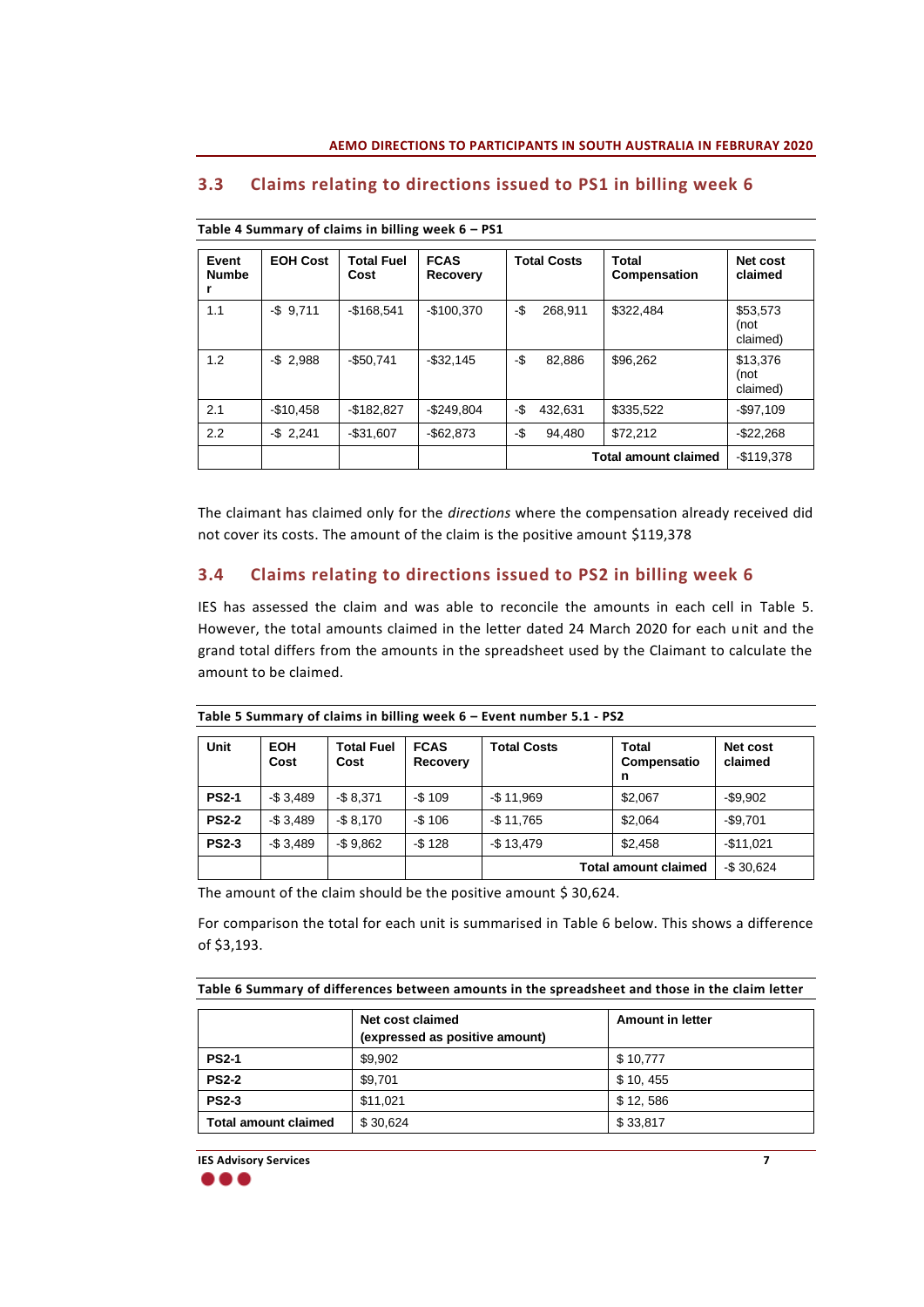## 3.3 Claims relating to directions issued to PS1 in billing week 6

**Table 4 Summary of claims in billing week 6 – PS1**

| Event Number | EOH Cost | Total Fuel Cost | FCAS Recovery | Total Costs | Total Compensation | Net cost claimed |
|---|---|---|---|---|---|---|
| 1.1 | -$ 9,711 | -$168,541 | -$100,370 | -$ 268,911 | $322,484 | $53,573 (not claimed) |
| 1.2 | -$ 2,988 | -$50,741 | -$32,145 | -$ 82,886 | $96,262 | $13,376 (not claimed) |
| 2.1 | -$10,458 | -$182,827 | -$249,804 | -$ 432,631 | $335,522 | -$97,109 |
| 2.2 | -$ 2,241 | -$31,607 | -$62,873 | -$ 94,480 | $72,212 | -$22,268 |
| | | | | | **Total amount claimed** | -$119,378 |

The claimant has claimed only for the *directions* where the compensation already received did not cover its costs. The amount of the claim is the positive amount $119,378

## 3.4 Claims relating to directions issued to PS2 in billing week 6

IES has assessed the claim and was able to reconcile the amounts in each cell in Table 5. However, the total amounts claimed in the letter dated 24 March 2020 for each unit and the grand total differs from the amounts in the spreadsheet used by the Claimant to calculate the amount to be claimed.

**Table 5 Summary of claims in billing week 6 – Event number 5.1 - PS2**

| Unit | EOH Cost | Total Fuel Cost | FCAS Recovery | Total Costs | Total Compensation | Net cost claimed |
|---|---|---|---|---|---|---|
| **PS2-1** | -$ 3,489 | -$ 8,371 | -$ 109 | -$ 11,969 | $2,067 | -$9,902 |
| **PS2-2** | -$ 3,489 | -$ 8,170 | -$ 106 | -$ 11,765 | $2,064 | -$9,701 |
| **PS2-3** | -$ 3,489 | -$ 9,862 | -$ 128 | -$ 13,479 | $2,458 | -$11,021 |
| | | | | | **Total amount claimed** | -$ 30,624 |

The amount of the claim should be the positive amount $ 30,624.

For comparison the total for each unit is summarised in Table 6 below. This shows a difference of $3,193.

**Table 6 Summary of differences between amounts in the spreadsheet and those in the claim letter**

| | Net cost claimed (expressed as positive amount) | Amount in letter |
|---|---|---|
| **PS2-1** | $9,902 | $ 10,777 |
| **PS2-2** | $9,701 | $ 10, 455 |
| **PS2-3** | $11,021 | $ 12, 586 |
| **Total amount claimed** | $ 30,624 | $ 33,817 |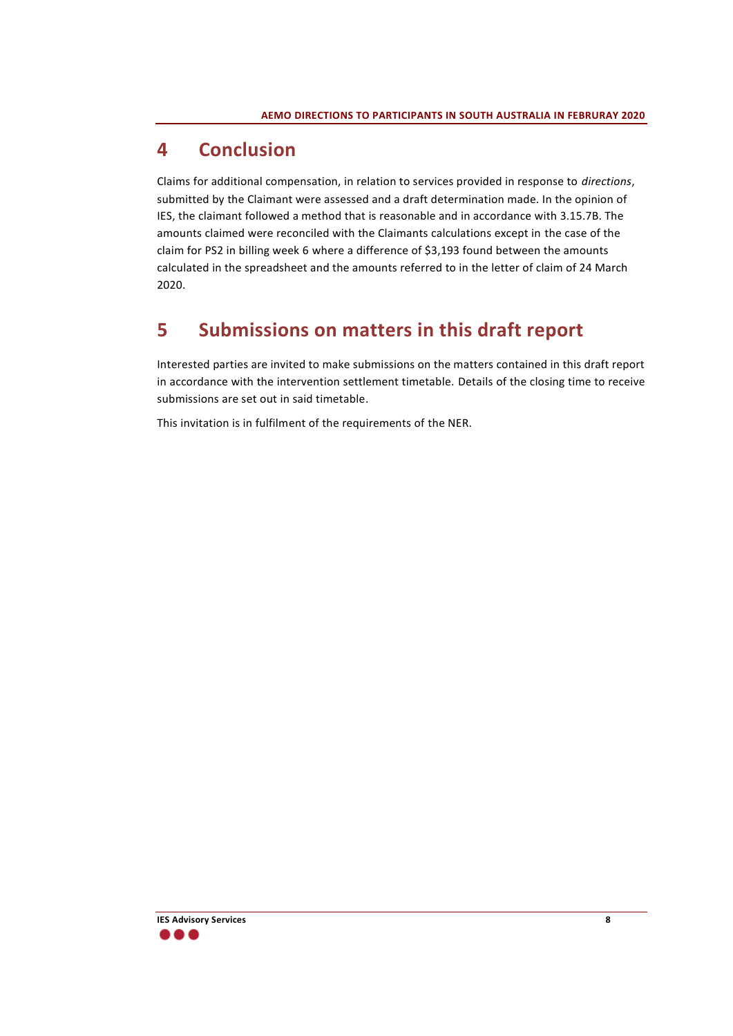# 4 Conclusion

Claims for additional compensation, in relation to services provided in response to *directions*, submitted by the Claimant were assessed and a draft determination made. In the opinion of IES, the claimant followed a method that is reasonable and in accordance with 3.15.7B. The amounts claimed were reconciled with the Claimants calculations except in the case of the claim for PS2 in billing week 6 where a difference of $3,193 found between the amounts calculated in the spreadsheet and the amounts referred to in the letter of claim of 24 March 2020.

# 5 Submissions on matters in this draft report

Interested parties are invited to make submissions on the matters contained in this draft report in accordance with the intervention settlement timetable. Details of the closing time to receive submissions are set out in said timetable.

This invitation is in fulfilment of the requirements of the NER.